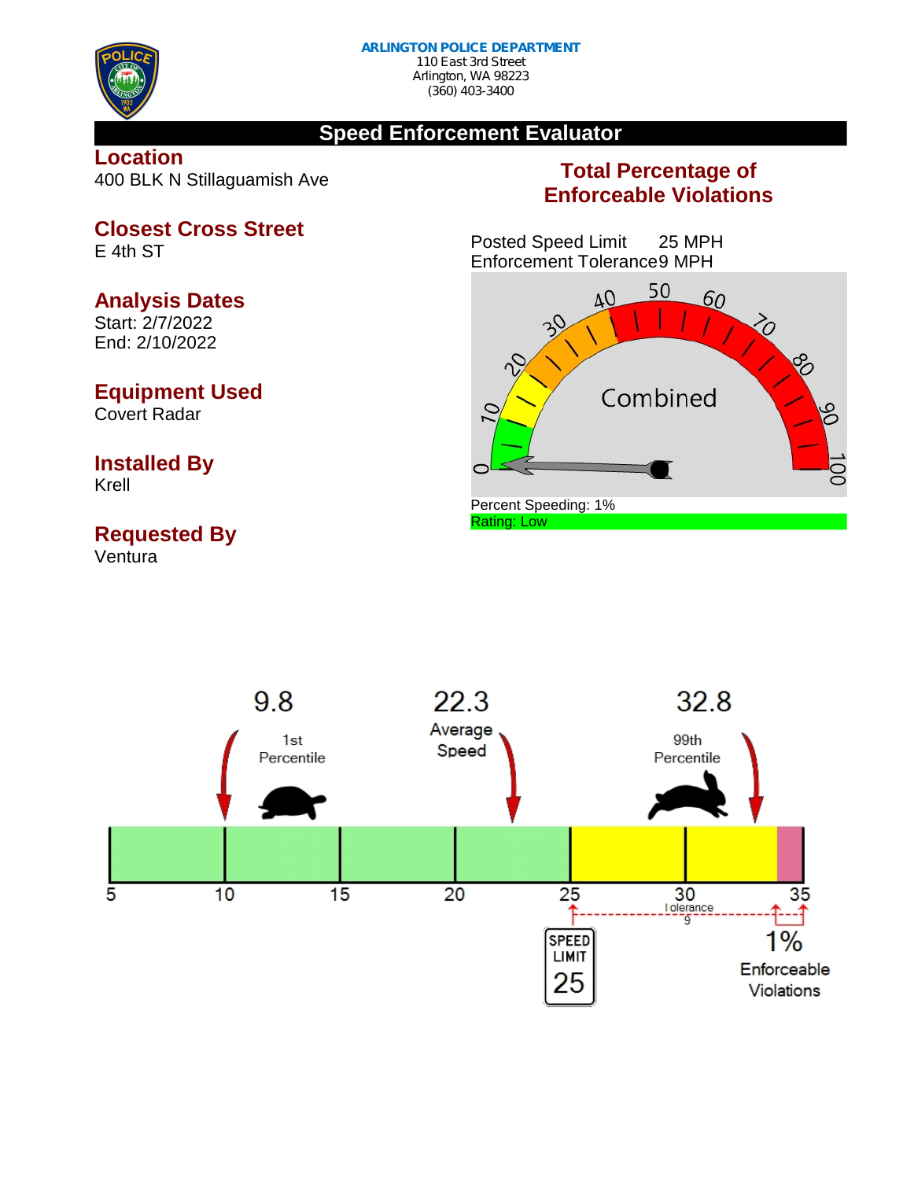**ARLINGTON POLICE DEPARTMENT**
110 East 3rd Street
Arlington, WA 98223
(360) 403-3400

# Speed Enforcement Evaluator

## Location
400 BLK N Stillaguamish Ave

## Closest Cross Street
E 4th ST

## Analysis Dates
Start: 2/7/2022
End: 2/10/2022

## Equipment Used
Covert Radar

## Installed By
Krell

## Requested By
Ventura

## Total Percentage of Enforceable Violations

Posted Speed Limit 25 MPH
Enforcement Tolerance 9 MPH

Combined

Percent Speeding: 1%
Rating: Low

9.8 — 1st Percentile

22.3 — Average Speed

32.8 — 99th Percentile

5 10 15 20 25 30 35

Tolerance 9

SPEED LIMIT 25

1% Enforceable Violations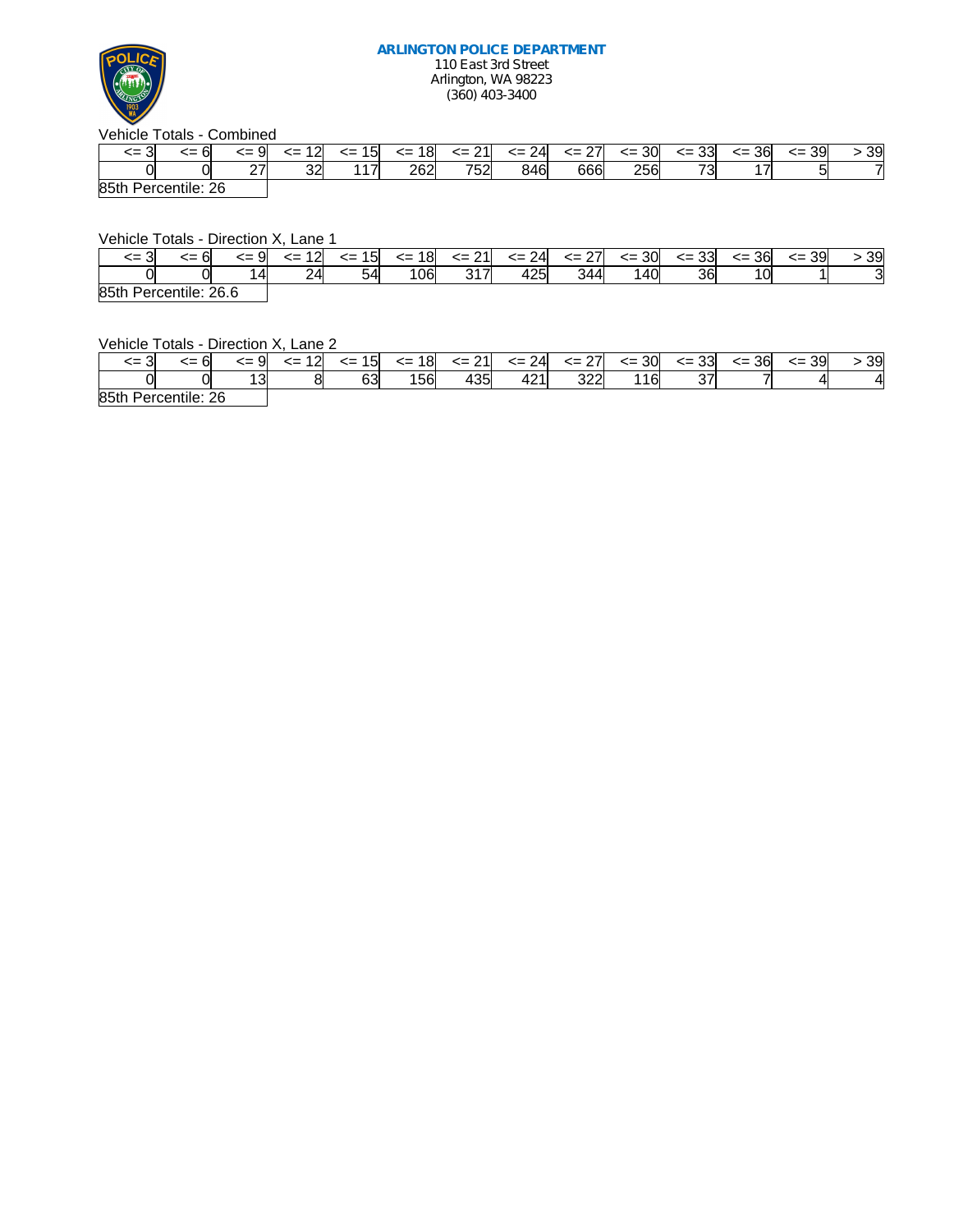**ARLINGTON POLICE DEPARTMENT**
110 East 3rd Street
Arlington, WA 98223
(360) 403-3400

Vehicle Totals - Combined

| <= 3 | <= 6 | <= 9 | <= 12 | <= 15 | <= 18 | <= 21 | <= 24 | <= 27 | <= 30 | <= 33 | <= 36 | <= 39 | > 39 |
|---|---|---|---|---|---|---|---|---|---|---|---|---|---|
| 0 | 0 | 27 | 32 | 117 | 262 | 752 | 846 | 666 | 256 | 73 | 17 | 5 | 7 |

85th Percentile: 26

Vehicle Totals - Direction X, Lane 1

| <= 3 | <= 6 | <= 9 | <= 12 | <= 15 | <= 18 | <= 21 | <= 24 | <= 27 | <= 30 | <= 33 | <= 36 | <= 39 | > 39 |
|---|---|---|---|---|---|---|---|---|---|---|---|---|---|
| 0 | 0 | 14 | 24 | 54 | 106 | 317 | 425 | 344 | 140 | 36 | 10 | 1 | 3 |

85th Percentile: 26.6

Vehicle Totals - Direction X, Lane 2

| <= 3 | <= 6 | <= 9 | <= 12 | <= 15 | <= 18 | <= 21 | <= 24 | <= 27 | <= 30 | <= 33 | <= 36 | <= 39 | > 39 |
|---|---|---|---|---|---|---|---|---|---|---|---|---|---|
| 0 | 0 | 13 | 8 | 63 | 156 | 435 | 421 | 322 | 116 | 37 | 7 | 4 | 4 |

85th Percentile: 26